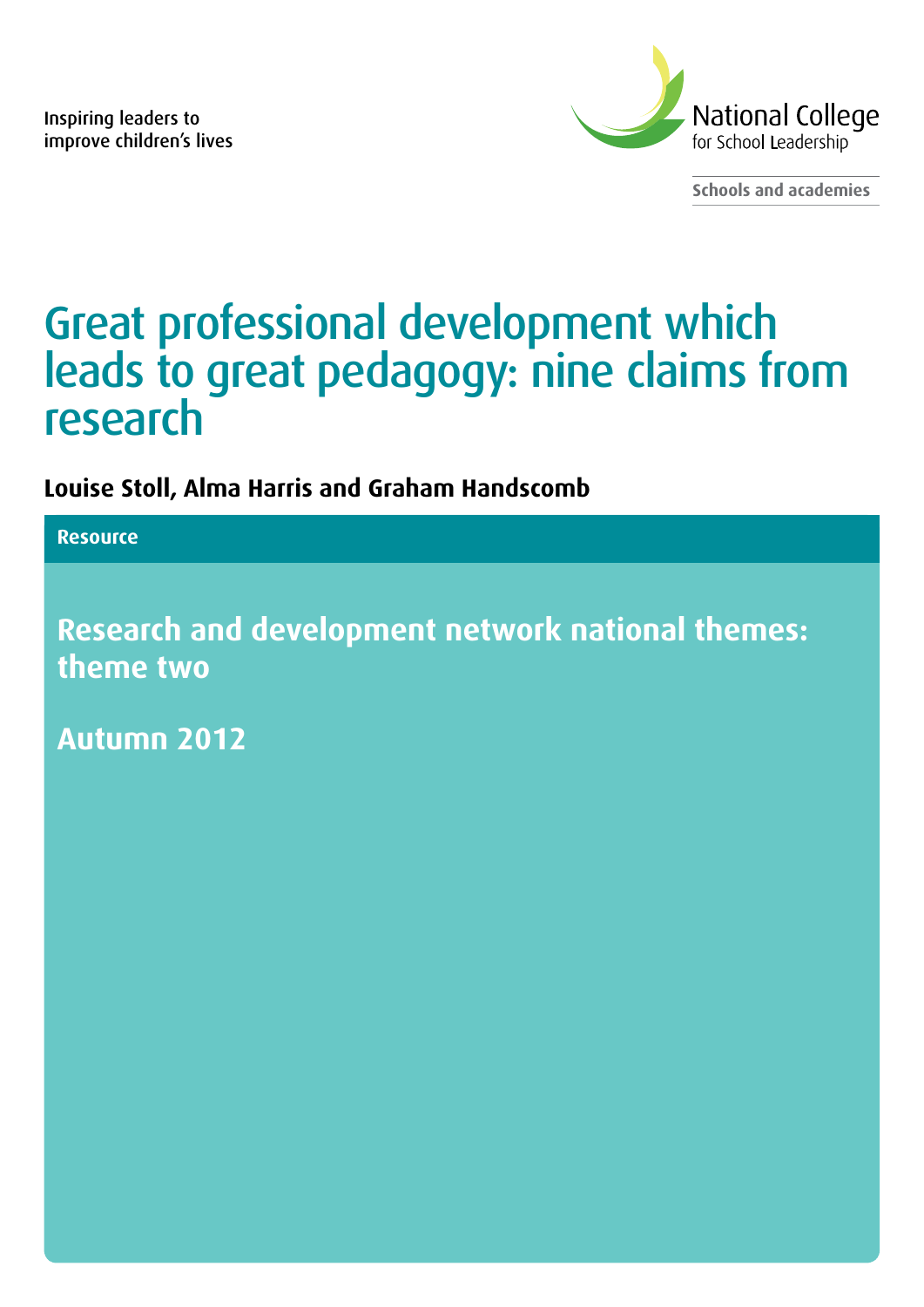Inspiring leaders to improve children's lives

National College for School Leadership

Schools and academies

# Great professional development which leads to great pedagogy: nine claims from research

**Louise Stoll, Alma Harris and Graham Handscomb**

**Resource**

## Research and development network national themes: theme two

## Autumn 2012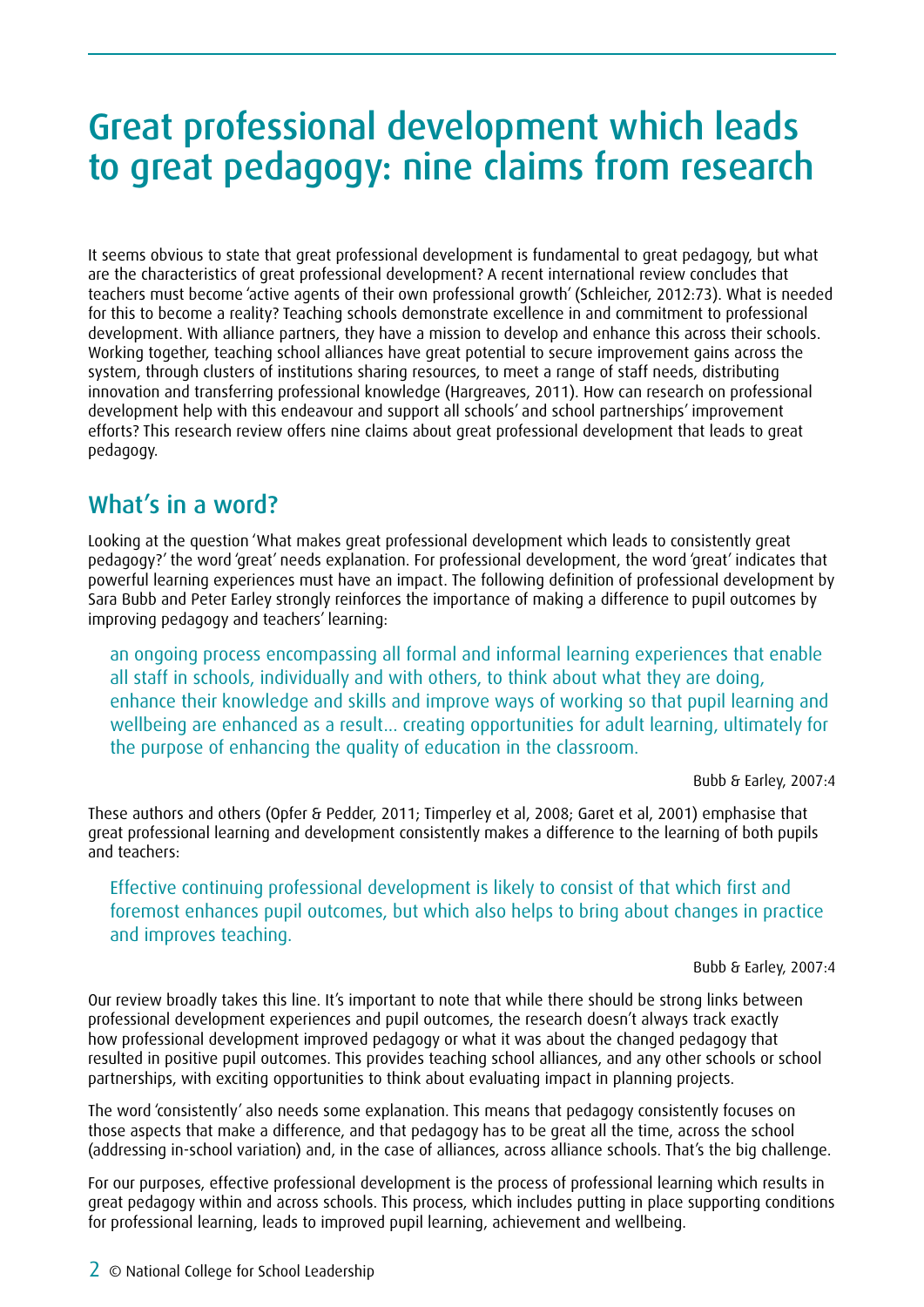# Great professional development which leads to great pedagogy: nine claims from research

It seems obvious to state that great professional development is fundamental to great pedagogy, but what are the characteristics of great professional development? A recent international review concludes that teachers must become 'active agents of their own professional growth' (Schleicher, 2012:73). What is needed for this to become a reality? Teaching schools demonstrate excellence in and commitment to professional development. With alliance partners, they have a mission to develop and enhance this across their schools. Working together, teaching school alliances have great potential to secure improvement gains across the system, through clusters of institutions sharing resources, to meet a range of staff needs, distributing innovation and transferring professional knowledge (Hargreaves, 2011). How can research on professional development help with this endeavour and support all schools' and school partnerships' improvement efforts? This research review offers nine claims about great professional development that leads to great pedagogy.

## What's in a word?

Looking at the question 'What makes great professional development which leads to consistently great pedagogy?' the word 'great' needs explanation. For professional development, the word 'great' indicates that powerful learning experiences must have an impact. The following definition of professional development by Sara Bubb and Peter Earley strongly reinforces the importance of making a difference to pupil outcomes by improving pedagogy and teachers' learning:

> an ongoing process encompassing all formal and informal learning experiences that enable all staff in schools, individually and with others, to think about what they are doing, enhance their knowledge and skills and improve ways of working so that pupil learning and wellbeing are enhanced as a result... creating opportunities for adult learning, ultimately for the purpose of enhancing the quality of education in the classroom.
>
> Bubb & Earley, 2007:4

These authors and others (Opfer & Pedder, 2011; Timperley et al, 2008; Garet et al, 2001) emphasise that great professional learning and development consistently makes a difference to the learning of both pupils and teachers:

> Effective continuing professional development is likely to consist of that which first and foremost enhances pupil outcomes, but which also helps to bring about changes in practice and improves teaching.
>
> Bubb & Earley, 2007:4

Our review broadly takes this line. It's important to note that while there should be strong links between professional development experiences and pupil outcomes, the research doesn't always track exactly how professional development improved pedagogy or what it was about the changed pedagogy that resulted in positive pupil outcomes. This provides teaching school alliances, and any other schools or school partnerships, with exciting opportunities to think about evaluating impact in planning projects.

The word 'consistently' also needs some explanation. This means that pedagogy consistently focuses on those aspects that make a difference, and that pedagogy has to be great all the time, across the school (addressing in-school variation) and, in the case of alliances, across alliance schools. That's the big challenge.

For our purposes, effective professional development is the process of professional learning which results in great pedagogy within and across schools. This process, which includes putting in place supporting conditions for professional learning, leads to improved pupil learning, achievement and wellbeing.

© National College for School Leadership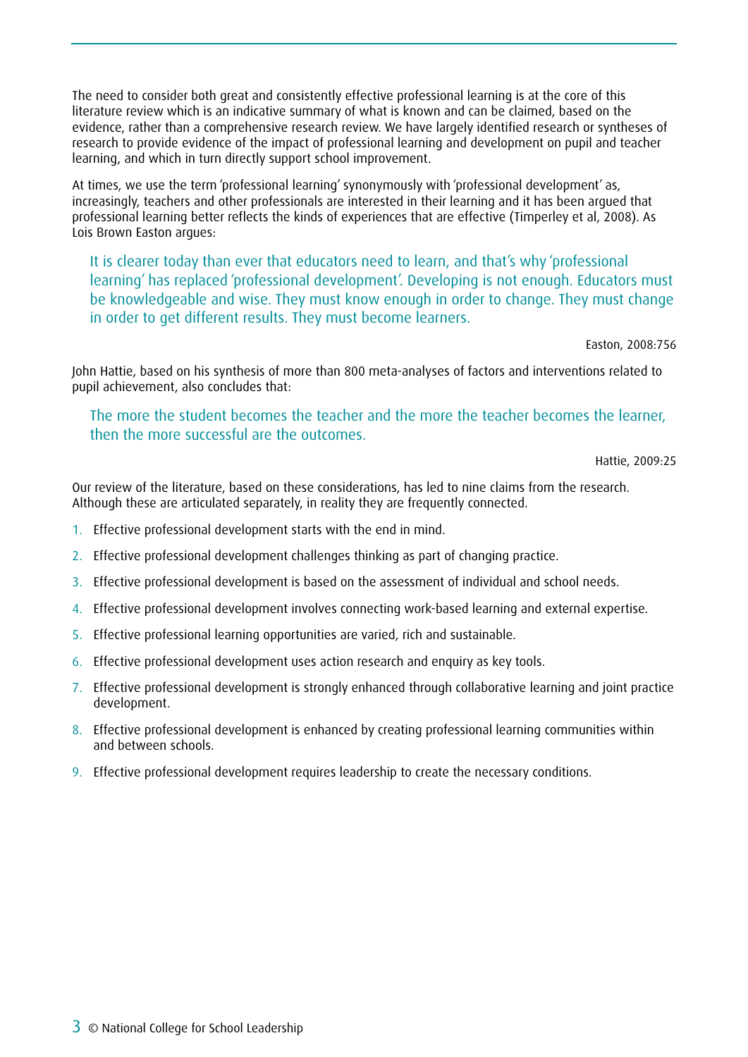The need to consider both great and consistently effective professional learning is at the core of this literature review which is an indicative summary of what is known and can be claimed, based on the evidence, rather than a comprehensive research review. We have largely identified research or syntheses of research to provide evidence of the impact of professional learning and development on pupil and teacher learning, and which in turn directly support school improvement.

At times, we use the term 'professional learning' synonymously with 'professional development' as, increasingly, teachers and other professionals are interested in their learning and it has been argued that professional learning better reflects the kinds of experiences that are effective (Timperley et al, 2008). As Lois Brown Easton argues:

> It is clearer today than ever that educators need to learn, and that's why 'professional learning' has replaced 'professional development'. Developing is not enough. Educators must be knowledgeable and wise. They must know enough in order to change. They must change in order to get different results. They must become learners.
>
> Easton, 2008:756

John Hattie, based on his synthesis of more than 800 meta-analyses of factors and interventions related to pupil achievement, also concludes that:

> The more the student becomes the teacher and the more the teacher becomes the learner, then the more successful are the outcomes.
>
> Hattie, 2009:25

Our review of the literature, based on these considerations, has led to nine claims from the research. Although these are articulated separately, in reality they are frequently connected.

1. Effective professional development starts with the end in mind.
2. Effective professional development challenges thinking as part of changing practice.
3. Effective professional development is based on the assessment of individual and school needs.
4. Effective professional development involves connecting work-based learning and external expertise.
5. Effective professional learning opportunities are varied, rich and sustainable.
6. Effective professional development uses action research and enquiry as key tools.
7. Effective professional development is strongly enhanced through collaborative learning and joint practice development.
8. Effective professional development is enhanced by creating professional learning communities within and between schools.
9. Effective professional development requires leadership to create the necessary conditions.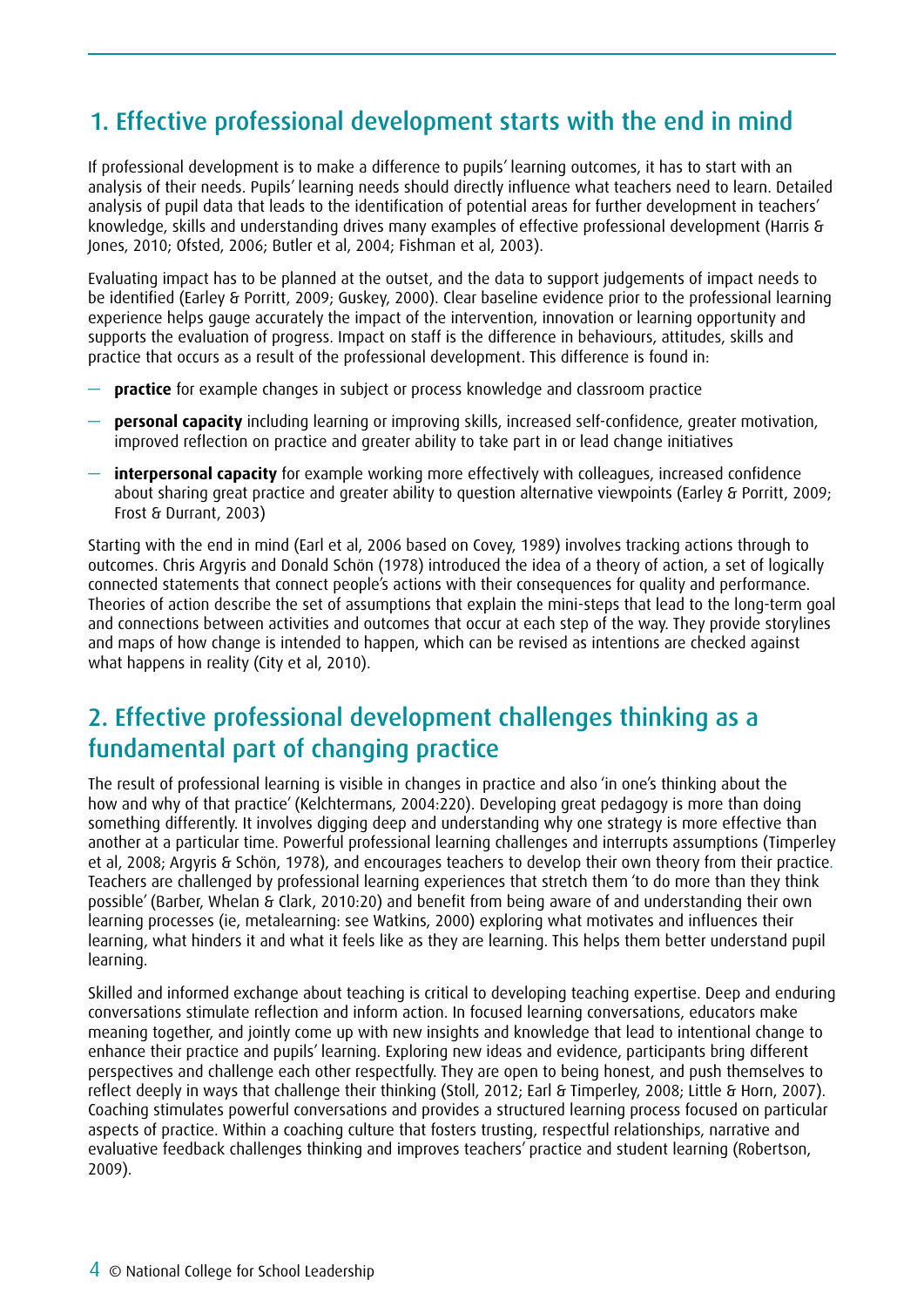## 1. Effective professional development starts with the end in mind

If professional development is to make a difference to pupils' learning outcomes, it has to start with an analysis of their needs. Pupils' learning needs should directly influence what teachers need to learn. Detailed analysis of pupil data that leads to the identification of potential areas for further development in teachers' knowledge, skills and understanding drives many examples of effective professional development (Harris & Jones, 2010; Ofsted, 2006; Butler et al, 2004; Fishman et al, 2003).

Evaluating impact has to be planned at the outset, and the data to support judgements of impact needs to be identified (Earley & Porritt, 2009; Guskey, 2000). Clear baseline evidence prior to the professional learning experience helps gauge accurately the impact of the intervention, innovation or learning opportunity and supports the evaluation of progress. Impact on staff is the difference in behaviours, attitudes, skills and practice that occurs as a result of the professional development. This difference is found in:

- **practice** for example changes in subject or process knowledge and classroom practice
- **personal capacity** including learning or improving skills, increased self-confidence, greater motivation, improved reflection on practice and greater ability to take part in or lead change initiatives
- **interpersonal capacity** for example working more effectively with colleagues, increased confidence about sharing great practice and greater ability to question alternative viewpoints (Earley & Porritt, 2009; Frost & Durrant, 2003)

Starting with the end in mind (Earl et al, 2006 based on Covey, 1989) involves tracking actions through to outcomes. Chris Argyris and Donald Schön (1978) introduced the idea of a theory of action, a set of logically connected statements that connect people's actions with their consequences for quality and performance. Theories of action describe the set of assumptions that explain the mini-steps that lead to the long-term goal and connections between activities and outcomes that occur at each step of the way. They provide storylines and maps of how change is intended to happen, which can be revised as intentions are checked against what happens in reality (City et al, 2010).

## 2. Effective professional development challenges thinking as a fundamental part of changing practice

The result of professional learning is visible in changes in practice and also 'in one's thinking about the how and why of that practice' (Kelchtermans, 2004:220). Developing great pedagogy is more than doing something differently. It involves digging deep and understanding why one strategy is more effective than another at a particular time. Powerful professional learning challenges and interrupts assumptions (Timperley et al, 2008; Argyris & Schön, 1978), and encourages teachers to develop their own theory from their practice. Teachers are challenged by professional learning experiences that stretch them 'to do more than they think possible' (Barber, Whelan & Clark, 2010:20) and benefit from being aware of and understanding their own learning processes (ie, metalearning: see Watkins, 2000) exploring what motivates and influences their learning, what hinders it and what it feels like as they are learning. This helps them better understand pupil learning.

Skilled and informed exchange about teaching is critical to developing teaching expertise. Deep and enduring conversations stimulate reflection and inform action. In focused learning conversations, educators make meaning together, and jointly come up with new insights and knowledge that lead to intentional change to enhance their practice and pupils' learning. Exploring new ideas and evidence, participants bring different perspectives and challenge each other respectfully. They are open to being honest, and push themselves to reflect deeply in ways that challenge their thinking (Stoll, 2012; Earl & Timperley, 2008; Little & Horn, 2007). Coaching stimulates powerful conversations and provides a structured learning process focused on particular aspects of practice. Within a coaching culture that fosters trusting, respectful relationships, narrative and evaluative feedback challenges thinking and improves teachers' practice and student learning (Robertson, 2009).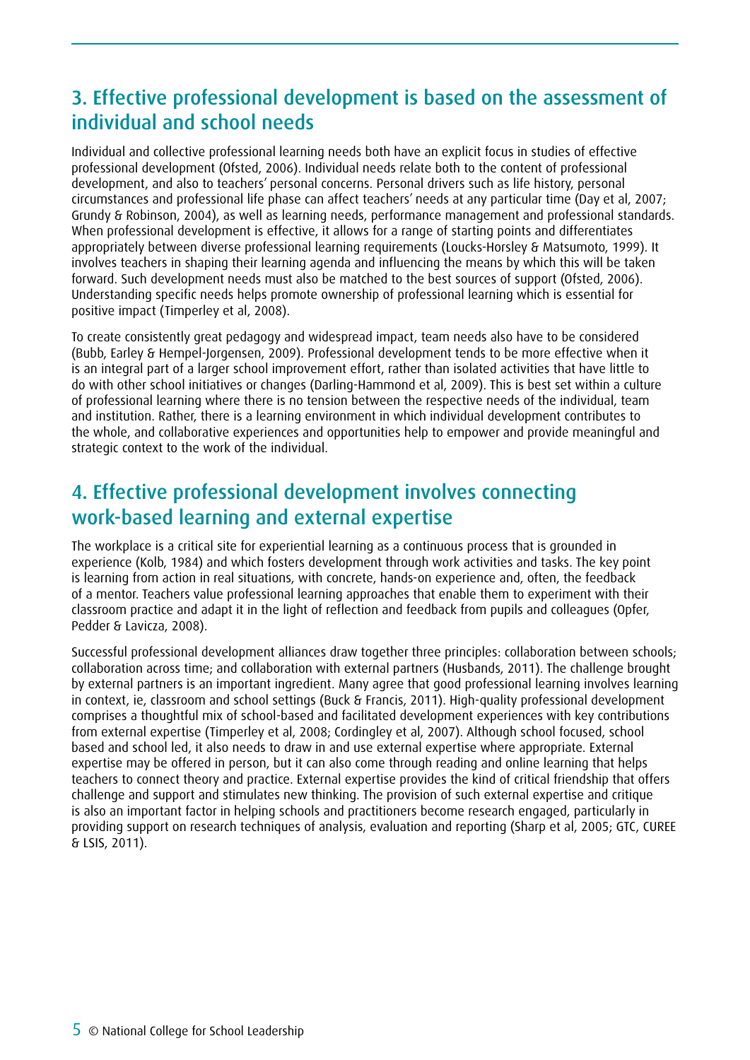## 3. Effective professional development is based on the assessment of individual and school needs

Individual and collective professional learning needs both have an explicit focus in studies of effective professional development (Ofsted, 2006). Individual needs relate both to the content of professional development, and also to teachers' personal concerns. Personal drivers such as life history, personal circumstances and professional life phase can affect teachers' needs at any particular time (Day et al, 2007; Grundy & Robinson, 2004), as well as learning needs, performance management and professional standards. When professional development is effective, it allows for a range of starting points and differentiates appropriately between diverse professional learning requirements (Loucks-Horsley & Matsumoto, 1999). It involves teachers in shaping their learning agenda and influencing the means by which this will be taken forward. Such development needs must also be matched to the best sources of support (Ofsted, 2006). Understanding specific needs helps promote ownership of professional learning which is essential for positive impact (Timperley et al, 2008).

To create consistently great pedagogy and widespread impact, team needs also have to be considered (Bubb, Earley & Hempel-Jorgensen, 2009). Professional development tends to be more effective when it is an integral part of a larger school improvement effort, rather than isolated activities that have little to do with other school initiatives or changes (Darling-Hammond et al, 2009). This is best set within a culture of professional learning where there is no tension between the respective needs of the individual, team and institution. Rather, there is a learning environment in which individual development contributes to the whole, and collaborative experiences and opportunities help to empower and provide meaningful and strategic context to the work of the individual.

## 4. Effective professional development involves connecting work-based learning and external expertise

The workplace is a critical site for experiential learning as a continuous process that is grounded in experience (Kolb, 1984) and which fosters development through work activities and tasks. The key point is learning from action in real situations, with concrete, hands-on experience and, often, the feedback of a mentor. Teachers value professional learning approaches that enable them to experiment with their classroom practice and adapt it in the light of reflection and feedback from pupils and colleagues (Opfer, Pedder & Lavicza, 2008).

Successful professional development alliances draw together three principles: collaboration between schools; collaboration across time; and collaboration with external partners (Husbands, 2011). The challenge brought by external partners is an important ingredient. Many agree that good professional learning involves learning in context, ie, classroom and school settings (Buck & Francis, 2011). High-quality professional development comprises a thoughtful mix of school-based and facilitated development experiences with key contributions from external expertise (Timperley et al, 2008; Cordingley et al, 2007). Although school focused, school based and school led, it also needs to draw in and use external expertise where appropriate. External expertise may be offered in person, but it can also come through reading and online learning that helps teachers to connect theory and practice. External expertise provides the kind of critical friendship that offers challenge and support and stimulates new thinking. The provision of such external expertise and critique is also an important factor in helping schools and practitioners become research engaged, particularly in providing support on research techniques of analysis, evaluation and reporting (Sharp et al, 2005; GTC, CUREE & LSIS, 2011).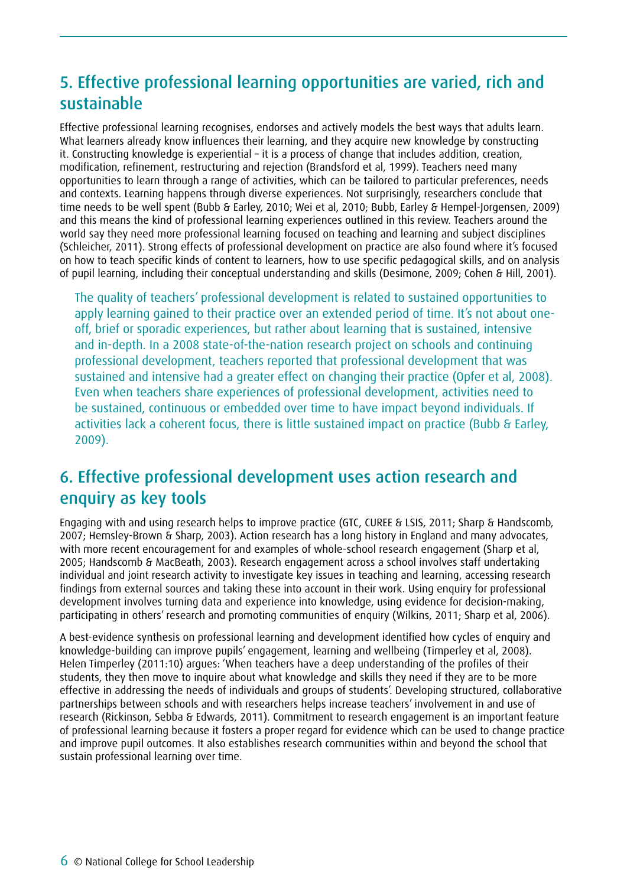## 5. Effective professional learning opportunities are varied, rich and sustainable

Effective professional learning recognises, endorses and actively models the best ways that adults learn. What learners already know influences their learning, and they acquire new knowledge by constructing it. Constructing knowledge is experiential – it is a process of change that includes addition, creation, modification, refinement, restructuring and rejection (Brandsford et al, 1999). Teachers need many opportunities to learn through a range of activities, which can be tailored to particular preferences, needs and contexts. Learning happens through diverse experiences. Not surprisingly, researchers conclude that time needs to be well spent (Bubb & Earley, 2010; Wei et al, 2010; Bubb, Earley & Hempel-Jorgensen, 2009) and this means the kind of professional learning experiences outlined in this review. Teachers around the world say they need more professional learning focused on teaching and learning and subject disciplines (Schleicher, 2011). Strong effects of professional development on practice are also found where it's focused on how to teach specific kinds of content to learners, how to use specific pedagogical skills, and on analysis of pupil learning, including their conceptual understanding and skills (Desimone, 2009; Cohen & Hill, 2001).

> The quality of teachers' professional development is related to sustained opportunities to apply learning gained to their practice over an extended period of time. It's not about one-off, brief or sporadic experiences, but rather about learning that is sustained, intensive and in-depth. In a 2008 state-of-the-nation research project on schools and continuing professional development, teachers reported that professional development that was sustained and intensive had a greater effect on changing their practice (Opfer et al, 2008). Even when teachers share experiences of professional development, activities need to be sustained, continuous or embedded over time to have impact beyond individuals. If activities lack a coherent focus, there is little sustained impact on practice (Bubb & Earley, 2009).

## 6. Effective professional development uses action research and enquiry as key tools

Engaging with and using research helps to improve practice (GTC, CUREE & LSIS, 2011; Sharp & Handscomb, 2007; Hemsley-Brown & Sharp, 2003). Action research has a long history in England and many advocates, with more recent encouragement for and examples of whole-school research engagement (Sharp et al, 2005; Handscomb & MacBeath, 2003). Research engagement across a school involves staff undertaking individual and joint research activity to investigate key issues in teaching and learning, accessing research findings from external sources and taking these into account in their work. Using enquiry for professional development involves turning data and experience into knowledge, using evidence for decision-making, participating in others' research and promoting communities of enquiry (Wilkins, 2011; Sharp et al, 2006).

A best-evidence synthesis on professional learning and development identified how cycles of enquiry and knowledge-building can improve pupils' engagement, learning and wellbeing (Timperley et al, 2008). Helen Timperley (2011:10) argues: 'When teachers have a deep understanding of the profiles of their students, they then move to inquire about what knowledge and skills they need if they are to be more effective in addressing the needs of individuals and groups of students'. Developing structured, collaborative partnerships between schools and with researchers helps increase teachers' involvement in and use of research (Rickinson, Sebba & Edwards, 2011). Commitment to research engagement is an important feature of professional learning because it fosters a proper regard for evidence which can be used to change practice and improve pupil outcomes. It also establishes research communities within and beyond the school that sustain professional learning over time.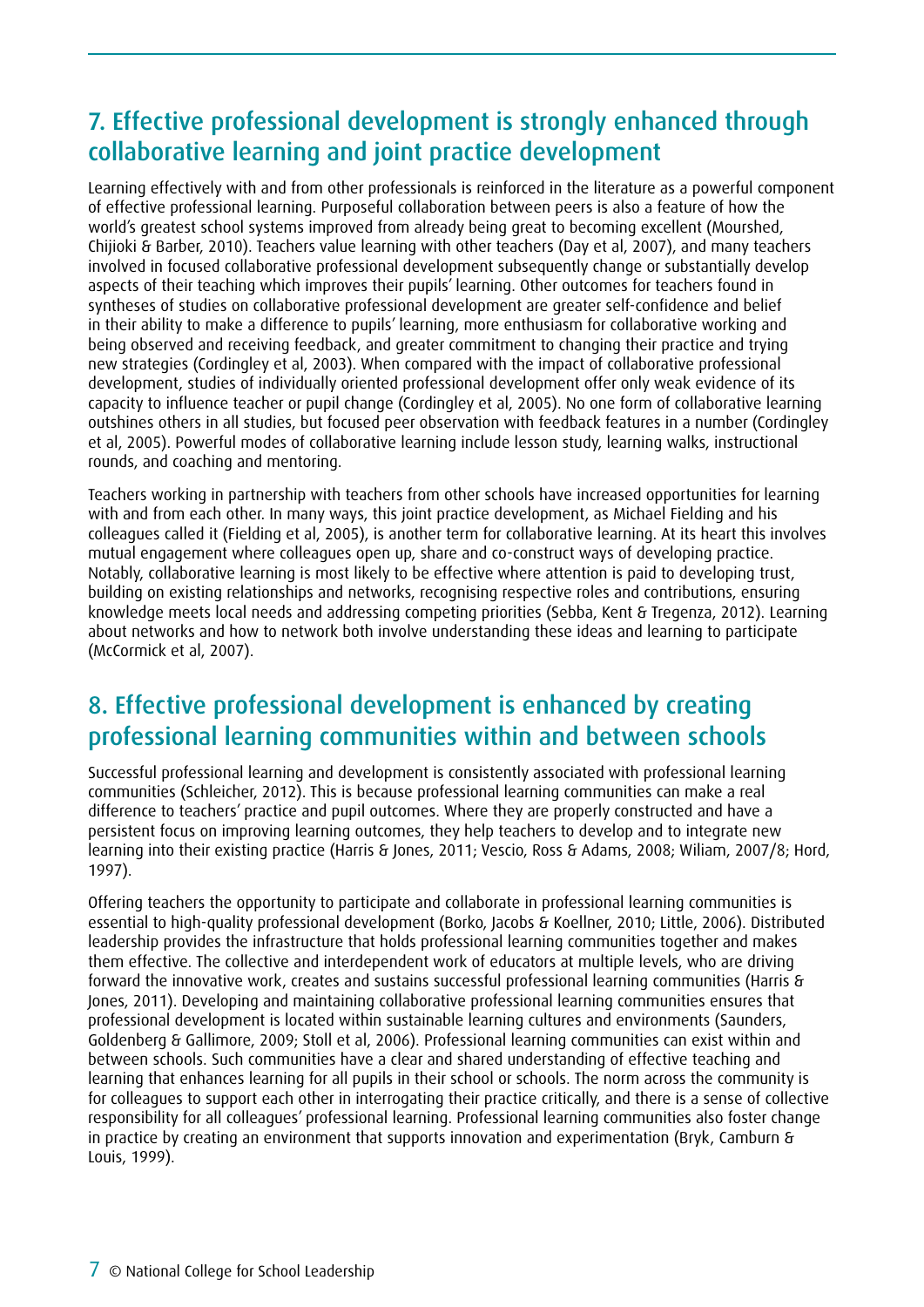## 7. Effective professional development is strongly enhanced through collaborative learning and joint practice development

Learning effectively with and from other professionals is reinforced in the literature as a powerful component of effective professional learning. Purposeful collaboration between peers is also a feature of how the world's greatest school systems improved from already being great to becoming excellent (Mourshed, Chijioki & Barber, 2010). Teachers value learning with other teachers (Day et al, 2007), and many teachers involved in focused collaborative professional development subsequently change or substantially develop aspects of their teaching which improves their pupils' learning. Other outcomes for teachers found in syntheses of studies on collaborative professional development are greater self-confidence and belief in their ability to make a difference to pupils' learning, more enthusiasm for collaborative working and being observed and receiving feedback, and greater commitment to changing their practice and trying new strategies (Cordingley et al, 2003). When compared with the impact of collaborative professional development, studies of individually oriented professional development offer only weak evidence of its capacity to influence teacher or pupil change (Cordingley et al, 2005). No one form of collaborative learning outshines others in all studies, but focused peer observation with feedback features in a number (Cordingley et al, 2005). Powerful modes of collaborative learning include lesson study, learning walks, instructional rounds, and coaching and mentoring.

Teachers working in partnership with teachers from other schools have increased opportunities for learning with and from each other. In many ways, this joint practice development, as Michael Fielding and his colleagues called it (Fielding et al, 2005), is another term for collaborative learning. At its heart this involves mutual engagement where colleagues open up, share and co-construct ways of developing practice. Notably, collaborative learning is most likely to be effective where attention is paid to developing trust, building on existing relationships and networks, recognising respective roles and contributions, ensuring knowledge meets local needs and addressing competing priorities (Sebba, Kent & Tregenza, 2012). Learning about networks and how to network both involve understanding these ideas and learning to participate (McCormick et al, 2007).

## 8. Effective professional development is enhanced by creating professional learning communities within and between schools

Successful professional learning and development is consistently associated with professional learning communities (Schleicher, 2012). This is because professional learning communities can make a real difference to teachers' practice and pupil outcomes. Where they are properly constructed and have a persistent focus on improving learning outcomes, they help teachers to develop and to integrate new learning into their existing practice (Harris & Jones, 2011; Vescio, Ross & Adams, 2008; Wiliam, 2007/8; Hord, 1997).

Offering teachers the opportunity to participate and collaborate in professional learning communities is essential to high-quality professional development (Borko, Jacobs & Koellner, 2010; Little, 2006). Distributed leadership provides the infrastructure that holds professional learning communities together and makes them effective. The collective and interdependent work of educators at multiple levels, who are driving forward the innovative work, creates and sustains successful professional learning communities (Harris & Jones, 2011). Developing and maintaining collaborative professional learning communities ensures that professional development is located within sustainable learning cultures and environments (Saunders, Goldenberg & Gallimore, 2009; Stoll et al, 2006). Professional learning communities can exist within and between schools. Such communities have a clear and shared understanding of effective teaching and learning that enhances learning for all pupils in their school or schools. The norm across the community is for colleagues to support each other in interrogating their practice critically, and there is a sense of collective responsibility for all colleagues' professional learning. Professional learning communities also foster change in practice by creating an environment that supports innovation and experimentation (Bryk, Camburn & Louis, 1999).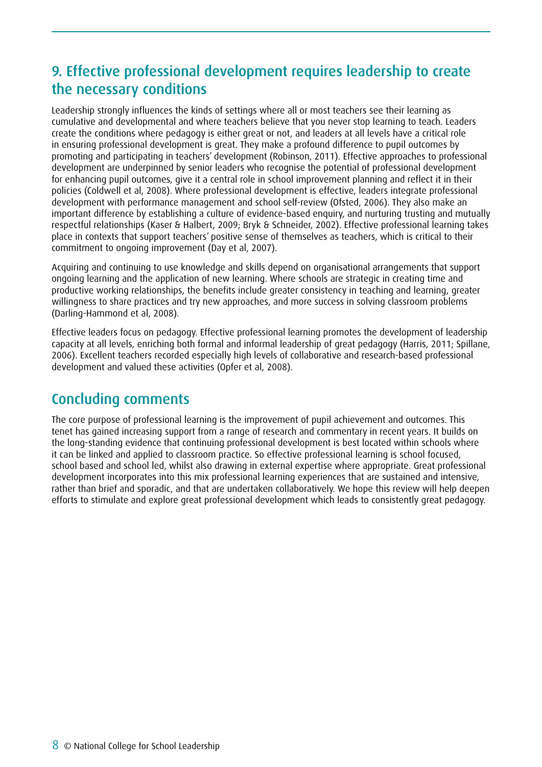## 9. Effective professional development requires leadership to create the necessary conditions

Leadership strongly influences the kinds of settings where all or most teachers see their learning as cumulative and developmental and where teachers believe that you never stop learning to teach. Leaders create the conditions where pedagogy is either great or not, and leaders at all levels have a critical role in ensuring professional development is great. They make a profound difference to pupil outcomes by promoting and participating in teachers' development (Robinson, 2011). Effective approaches to professional development are underpinned by senior leaders who recognise the potential of professional development for enhancing pupil outcomes, give it a central role in school improvement planning and reflect it in their policies (Coldwell et al, 2008). Where professional development is effective, leaders integrate professional development with performance management and school self-review (Ofsted, 2006). They also make an important difference by establishing a culture of evidence-based enquiry, and nurturing trusting and mutually respectful relationships (Kaser & Halbert, 2009; Bryk & Schneider, 2002). Effective professional learning takes place in contexts that support teachers' positive sense of themselves as teachers, which is critical to their commitment to ongoing improvement (Day et al, 2007).

Acquiring and continuing to use knowledge and skills depend on organisational arrangements that support ongoing learning and the application of new learning. Where schools are strategic in creating time and productive working relationships, the benefits include greater consistency in teaching and learning, greater willingness to share practices and try new approaches, and more success in solving classroom problems (Darling-Hammond et al, 2008).

Effective leaders focus on pedagogy. Effective professional learning promotes the development of leadership capacity at all levels, enriching both formal and informal leadership of great pedagogy (Harris, 2011; Spillane, 2006). Excellent teachers recorded especially high levels of collaborative and research-based professional development and valued these activities (Opfer et al, 2008).

## Concluding comments

The core purpose of professional learning is the improvement of pupil achievement and outcomes. This tenet has gained increasing support from a range of research and commentary in recent years. It builds on the long-standing evidence that continuing professional development is best located within schools where it can be linked and applied to classroom practice. So effective professional learning is school focused, school based and school led, whilst also drawing in external expertise where appropriate. Great professional development incorporates into this mix professional learning experiences that are sustained and intensive, rather than brief and sporadic, and that are undertaken collaboratively. We hope this review will help deepen efforts to stimulate and explore great professional development which leads to consistently great pedagogy.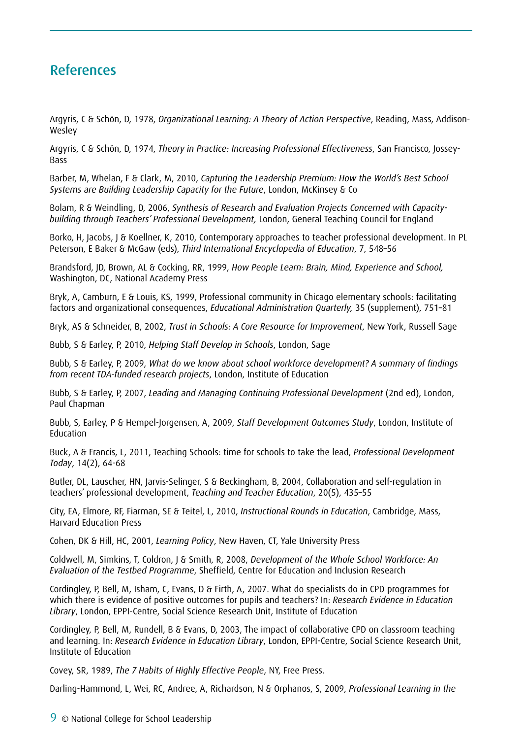## References

Argyris, C & Schön, D, 1978, *Organizational Learning: A Theory of Action Perspective*, Reading, Mass, Addison-Wesley

Argyris, C & Schön, D, 1974, *Theory in Practice: Increasing Professional Effectiveness*, San Francisco, Jossey-Bass

Barber, M, Whelan, F & Clark, M, 2010, *Capturing the Leadership Premium: How the World's Best School Systems are Building Leadership Capacity for the Future*, London, McKinsey & Co

Bolam, R & Weindling, D, 2006, *Synthesis of Research and Evaluation Projects Concerned with Capacity-building through Teachers' Professional Development,* London, General Teaching Council for England

Borko, H, Jacobs, J & Koellner, K, 2010, Contemporary approaches to teacher professional development. In PL Peterson, E Baker & McGaw (eds), *Third International Encyclopedia of Education*, 7, 548–56

Brandsford, JD, Brown, AL & Cocking, RR, 1999, *How People Learn: Brain, Mind, Experience and School,* Washington, DC, National Academy Press

Bryk, A, Camburn, E & Louis, KS, 1999, Professional community in Chicago elementary schools: facilitating factors and organizational consequences, *Educational Administration Quarterly,* 35 (supplement), 751–81

Bryk, AS & Schneider, B, 2002, *Trust in Schools: A Core Resource for Improvement*, New York, Russell Sage

Bubb, S & Earley, P, 2010, *Helping Staff Develop in Schools*, London, Sage

Bubb, S & Earley, P, 2009, *What do we know about school workforce development? A summary of findings from recent TDA-funded research projects*, London, Institute of Education

Bubb, S & Earley, P, 2007, *Leading and Managing Continuing Professional Development* (2nd ed), London, Paul Chapman

Bubb, S, Earley, P & Hempel-Jorgensen, A, 2009, *Staff Development Outcomes Study*, London, Institute of Education

Buck, A & Francis, L, 2011, Teaching Schools: time for schools to take the lead, *Professional Development Today*, 14(2), 64-68

Butler, DL, Lauscher, HN, Jarvis-Selinger, S & Beckingham, B, 2004, Collaboration and self-regulation in teachers' professional development, *Teaching and Teacher Education*, 20(5), 435–55

City, EA, Elmore, RF, Fiarman, SE & Teitel, L, 2010, *Instructional Rounds in Education*, Cambridge, Mass, Harvard Education Press

Cohen, DK & Hill, HC, 2001, *Learning Policy*, New Haven, CT, Yale University Press

Coldwell, M, Simkins, T, Coldron, J & Smith, R, 2008, *Development of the Whole School Workforce: An Evaluation of the Testbed Programme*, Sheffield, Centre for Education and Inclusion Research

Cordingley, P, Bell, M, Isham, C, Evans, D & Firth, A, 2007. What do specialists do in CPD programmes for which there is evidence of positive outcomes for pupils and teachers? In: *Research Evidence in Education Library*, London, EPPI-Centre, Social Science Research Unit, Institute of Education

Cordingley, P, Bell, M, Rundell, B & Evans, D, 2003, The impact of collaborative CPD on classroom teaching and learning. In: *Research Evidence in Education Library*, London, EPPI-Centre, Social Science Research Unit, Institute of Education

Covey, SR, 1989, *The 7 Habits of Highly Effective People*, NY, Free Press.

Darling-Hammond, L, Wei, RC, Andree, A, Richardson, N & Orphanos, S, 2009, *Professional Learning in the*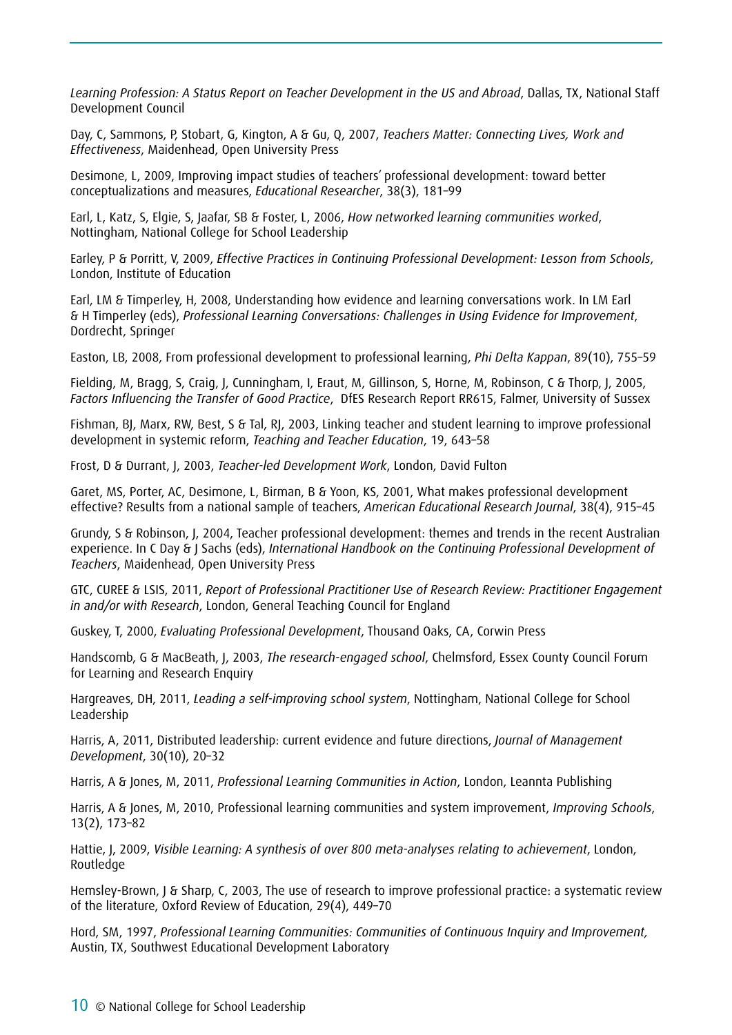*Learning Profession: A Status Report on Teacher Development in the US and Abroad*, Dallas, TX, National Staff Development Council

Day, C, Sammons, P, Stobart, G, Kington, A & Gu, Q, 2007, *Teachers Matter: Connecting Lives, Work and Effectiveness*, Maidenhead, Open University Press

Desimone, L, 2009, Improving impact studies of teachers' professional development: toward better conceptualizations and measures, *Educational Researcher*, 38(3), 181–99

Earl, L, Katz, S, Elgie, S, Jaafar, SB & Foster, L, 2006, *How networked learning communities worked*, Nottingham, National College for School Leadership

Earley, P & Porritt, V, 2009, *Effective Practices in Continuing Professional Development: Lesson from Schools*, London, Institute of Education

Earl, LM & Timperley, H, 2008, Understanding how evidence and learning conversations work. In LM Earl & H Timperley (eds), *Professional Learning Conversations: Challenges in Using Evidence for Improvement*, Dordrecht, Springer

Easton, LB, 2008, From professional development to professional learning, *Phi Delta Kappan*, 89(10), 755–59

Fielding, M, Bragg, S, Craig, J, Cunningham, I, Eraut, M, Gillinson, S, Horne, M, Robinson, C & Thorp, J, 2005, *Factors Influencing the Transfer of Good Practice*, DfES Research Report RR615, Falmer, University of Sussex

Fishman, BJ, Marx, RW, Best, S & Tal, RJ, 2003, Linking teacher and student learning to improve professional development in systemic reform, *Teaching and Teacher Education*, 19, 643–58

Frost, D & Durrant, J, 2003, *Teacher-led Development Work*, London, David Fulton

Garet, MS, Porter, AC, Desimone, L, Birman, B & Yoon, KS, 2001, What makes professional development effective? Results from a national sample of teachers, *American Educational Research Journal*, 38(4), 915–45

Grundy, S & Robinson, J, 2004, Teacher professional development: themes and trends in the recent Australian experience. In C Day & J Sachs (eds), *International Handbook on the Continuing Professional Development of Teachers*, Maidenhead, Open University Press

GTC, CUREE & LSIS, 2011, *Report of Professional Practitioner Use of Research Review: Practitioner Engagement in and/or with Research*, London, General Teaching Council for England

Guskey, T, 2000, *Evaluating Professional Development*, Thousand Oaks, CA, Corwin Press

Handscomb, G & MacBeath, J, 2003, *The research-engaged school*, Chelmsford, Essex County Council Forum for Learning and Research Enquiry

Hargreaves, DH, 2011, *Leading a self-improving school system*, Nottingham, National College for School Leadership

Harris, A, 2011, Distributed leadership: current evidence and future directions, *Journal of Management Development*, 30(10), 20–32

Harris, A & Jones, M, 2011, *Professional Learning Communities in Action*, London, Leannta Publishing

Harris, A & Jones, M, 2010, Professional learning communities and system improvement, *Improving Schools*, 13(2), 173–82

Hattie, J, 2009, *Visible Learning: A synthesis of over 800 meta-analyses relating to achievement*, London, Routledge

Hemsley-Brown, J & Sharp, C, 2003, The use of research to improve professional practice: a systematic review of the literature, Oxford Review of Education, 29(4), 449–70

Hord, SM, 1997, *Professional Learning Communities: Communities of Continuous Inquiry and Improvement,* Austin, TX, Southwest Educational Development Laboratory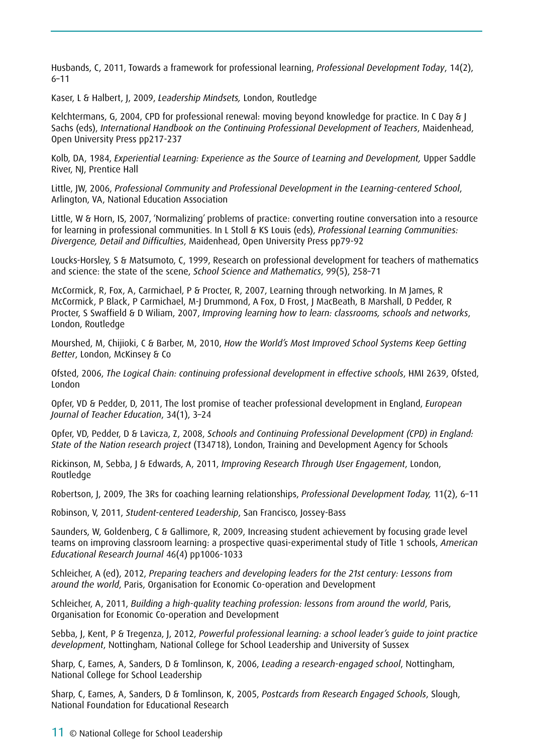Husbands, C, 2011, Towards a framework for professional learning, *Professional Development Today*, 14(2), 6–11

Kaser, L & Halbert, J, 2009, *Leadership Mindsets,* London, Routledge

Kelchtermans, G, 2004, CPD for professional renewal: moving beyond knowledge for practice. In C Day & J Sachs (eds), *International Handbook on the Continuing Professional Development of Teachers*, Maidenhead, Open University Press pp217-237

Kolb, DA, 1984, *Experiential Learning: Experience as the Source of Learning and Development,* Upper Saddle River, NJ, Prentice Hall

Little, JW, 2006, *Professional Community and Professional Development in the Learning-centered School*, Arlington, VA, National Education Association

Little, W & Horn, IS, 2007, 'Normalizing' problems of practice: converting routine conversation into a resource for learning in professional communities. In L Stoll & KS Louis (eds), *Professional Learning Communities: Divergence, Detail and Difficulties*, Maidenhead, Open University Press pp79-92

Loucks-Horsley, S & Matsumoto, C, 1999, Research on professional development for teachers of mathematics and science: the state of the scene, *School Science and Mathematics*, 99(5), 258–71

McCormick, R, Fox, A, Carmichael, P & Procter, R, 2007, Learning through networking. In M James, R McCormick, P Black, P Carmichael, M-J Drummond, A Fox, D Frost, J MacBeath, B Marshall, D Pedder, R Procter, S Swaffield & D Wiliam, 2007, *Improving learning how to learn: classrooms, schools and networks*, London, Routledge

Mourshed, M, Chijioki, C & Barber, M, 2010, *How the World's Most Improved School Systems Keep Getting Better*, London, McKinsey & Co

Ofsted, 2006, *The Logical Chain: continuing professional development in effective schools*, HMI 2639, Ofsted, London

Opfer, VD & Pedder, D, 2011, The lost promise of teacher professional development in England, *European Journal of Teacher Education*, 34(1), 3–24

Opfer, VD, Pedder, D & Lavicza, Z, 2008, *Schools and Continuing Professional Development (CPD) in England: State of the Nation research project* (T34718), London, Training and Development Agency for Schools

Rickinson, M, Sebba, J & Edwards, A, 2011, *Improving Research Through User Engagement*, London, Routledge

Robertson, J, 2009, The 3Rs for coaching learning relationships, *Professional Development Today,* 11(2), 6–11

Robinson, V, 2011, *Student-centered Leadership*, San Francisco, Jossey-Bass

Saunders, W, Goldenberg, C & Gallimore, R, 2009, Increasing student achievement by focusing grade level teams on improving classroom learning: a prospective quasi-experimental study of Title 1 schools, *American Educational Research Journal* 46(4) pp1006-1033

Schleicher, A (ed), 2012, *Preparing teachers and developing leaders for the 21st century: Lessons from around the world*, Paris, Organisation for Economic Co-operation and Development

Schleicher, A, 2011, *Building a high-quality teaching profession: lessons from around the world*, Paris, Organisation for Economic Co-operation and Development

Sebba, J, Kent, P & Tregenza, J, 2012, *Powerful professional learning: a school leader's guide to joint practice development*, Nottingham, National College for School Leadership and University of Sussex

Sharp, C, Eames, A, Sanders, D & Tomlinson, K, 2006, *Leading a research-engaged school*, Nottingham, National College for School Leadership

Sharp, C, Eames, A, Sanders, D & Tomlinson, K, 2005, *Postcards from Research Engaged Schools*, Slough, National Foundation for Educational Research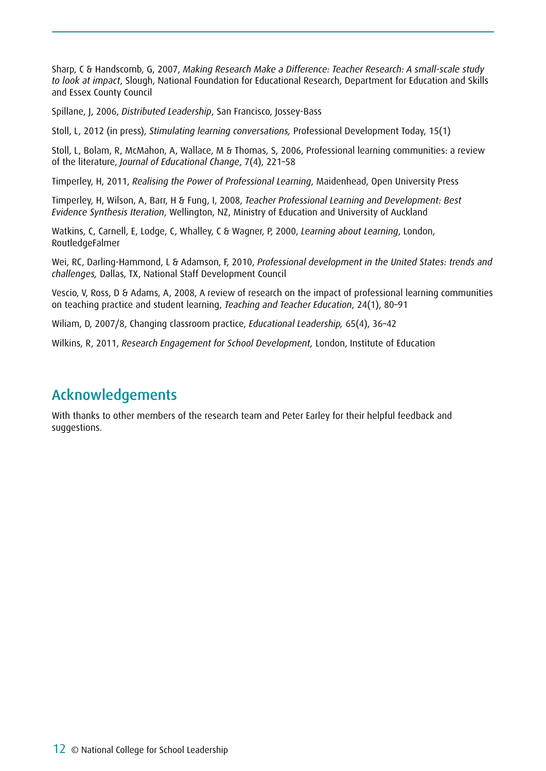Sharp, C & Handscomb, G, 2007, *Making Research Make a Difference: Teacher Research: A small-scale study to look at impact*, Slough, National Foundation for Educational Research, Department for Education and Skills and Essex County Council

Spillane, J, 2006, *Distributed Leadership*, San Francisco, Jossey-Bass

Stoll, L, 2012 (in press), *Stimulating learning conversations,* Professional Development Today, 15(1)

Stoll, L, Bolam, R, McMahon, A, Wallace, M & Thomas, S, 2006, Professional learning communities: a review of the literature, *Journal of Educational Change*, 7(4), 221–58

Timperley, H, 2011, *Realising the Power of Professional Learning*, Maidenhead, Open University Press

Timperley, H, Wilson, A, Barr, H & Fung, I, 2008, *Teacher Professional Learning and Development: Best Evidence Synthesis Iteration*, Wellington, NZ, Ministry of Education and University of Auckland

Watkins, C, Carnell, E, Lodge, C, Whalley, C & Wagner, P, 2000, *Learning about Learning*, London, RoutledgeFalmer

Wei, RC, Darling-Hammond, L & Adamson, F, 2010, *Professional development in the United States: trends and challenges,* Dallas, TX, National Staff Development Council

Vescio, V, Ross, D & Adams, A, 2008, A review of research on the impact of professional learning communities on teaching practice and student learning, *Teaching and Teacher Education*, 24(1), 80–91

Wiliam, D, 2007/8, Changing classroom practice, *Educational Leadership,* 65(4), 36–42

Wilkins, R, 2011, *Research Engagement for School Development,* London, Institute of Education

## Acknowledgements

With thanks to other members of the research team and Peter Earley for their helpful feedback and suggestions.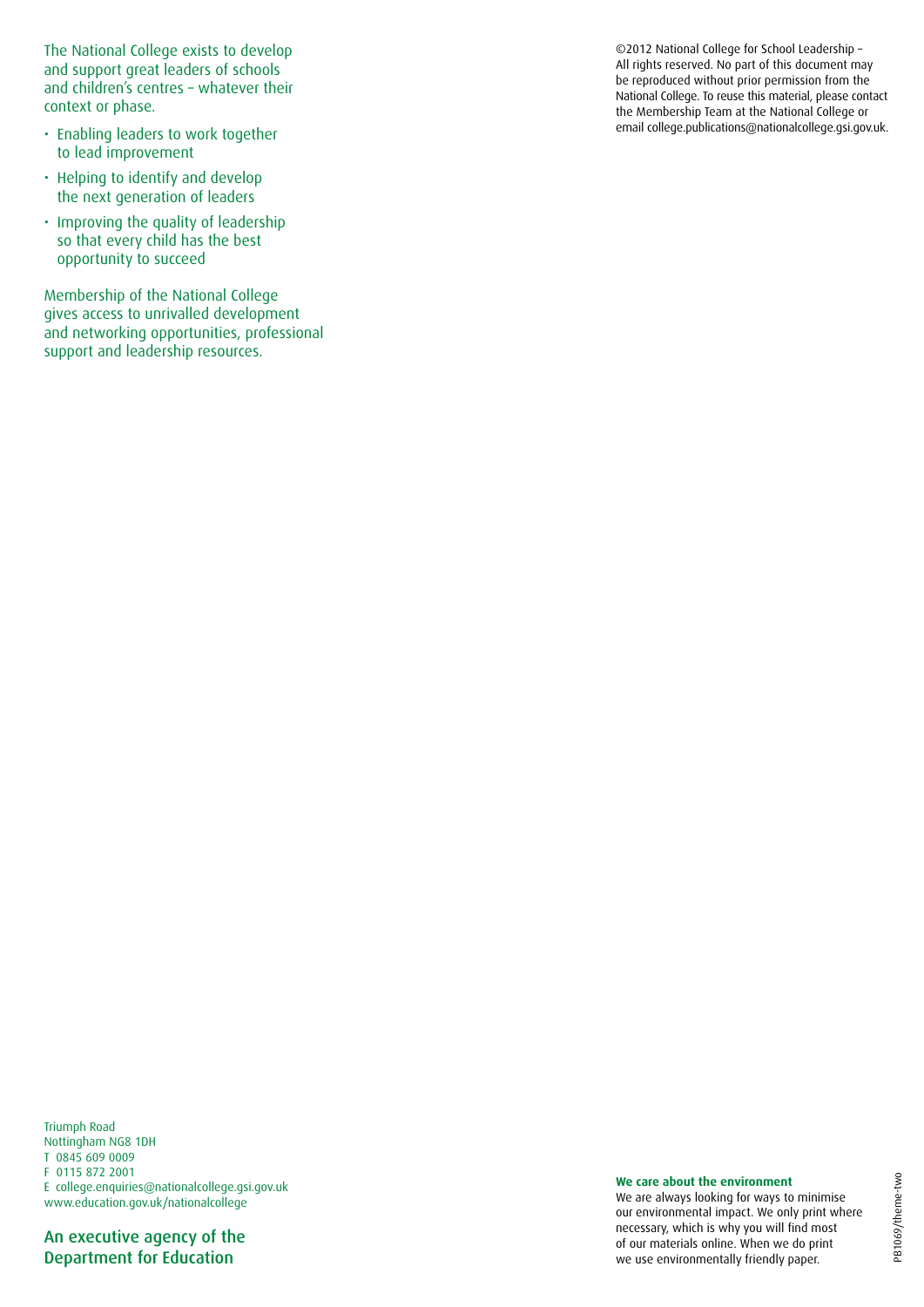The National College exists to develop and support great leaders of schools and children's centres – whatever their context or phase.

- Enabling leaders to work together to lead improvement
- Helping to identify and develop the next generation of leaders
- Improving the quality of leadership so that every child has the best opportunity to succeed

Membership of the National College gives access to unrivalled development and networking opportunities, professional support and leadership resources.

©2012 National College for School Leadership – All rights reserved. No part of this document may be reproduced without prior permission from the National College. To reuse this material, please contact the Membership Team at the National College or email college.publications@nationalcollege.gsi.gov.uk.

Triumph Road
Nottingham NG8 1DH
T 0845 609 0009
F 0115 872 2001
E college.enquiries@nationalcollege.gsi.gov.uk
www.education.gov.uk/nationalcollege

An executive agency of the Department for Education

**We care about the environment**
We are always looking for ways to minimise our environmental impact. We only print where necessary, which is why you will find most of our materials online. When we do print we use environmentally friendly paper.

PB1069/theme-two